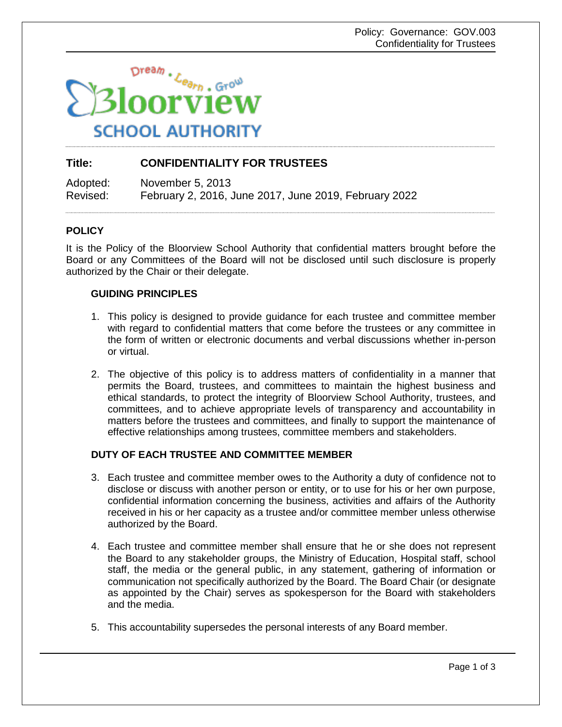Dream . Learn . Grow

Bloorview

SCHOOL AUTHORITY

**Title:** **CONFIDENTIALITY FOR TRUSTEES**

Adopted: November 5, 2013
Revised: February 2, 2016, June 2017, June 2019, February 2022

## POLICY

It is the Policy of the Bloorview School Authority that confidential matters brought before the Board or any Committees of the Board will not be disclosed until such disclosure is properly authorized by the Chair or their delegate.

### GUIDING PRINCIPLES

1. This policy is designed to provide guidance for each trustee and committee member with regard to confidential matters that come before the trustees or any committee in the form of written or electronic documents and verbal discussions whether in-person or virtual.

2. The objective of this policy is to address matters of confidentiality in a manner that permits the Board, trustees, and committees to maintain the highest business and ethical standards, to protect the integrity of Bloorview School Authority, trustees, and committees, and to achieve appropriate levels of transparency and accountability in matters before the trustees and committees, and finally to support the maintenance of effective relationships among trustees, committee members and stakeholders.

### DUTY OF EACH TRUSTEE AND COMMITTEE MEMBER

3. Each trustee and committee member owes to the Authority a duty of confidence not to disclose or discuss with another person or entity, or to use for his or her own purpose, confidential information concerning the business, activities and affairs of the Authority received in his or her capacity as a trustee and/or committee member unless otherwise authorized by the Board.

4. Each trustee and committee member shall ensure that he or she does not represent the Board to any stakeholder groups, the Ministry of Education, Hospital staff, school staff, the media or the general public, in any statement, gathering of information or communication not specifically authorized by the Board. The Board Chair (or designate as appointed by the Chair) serves as spokesperson for the Board with stakeholders and the media.

5. This accountability supersedes the personal interests of any Board member.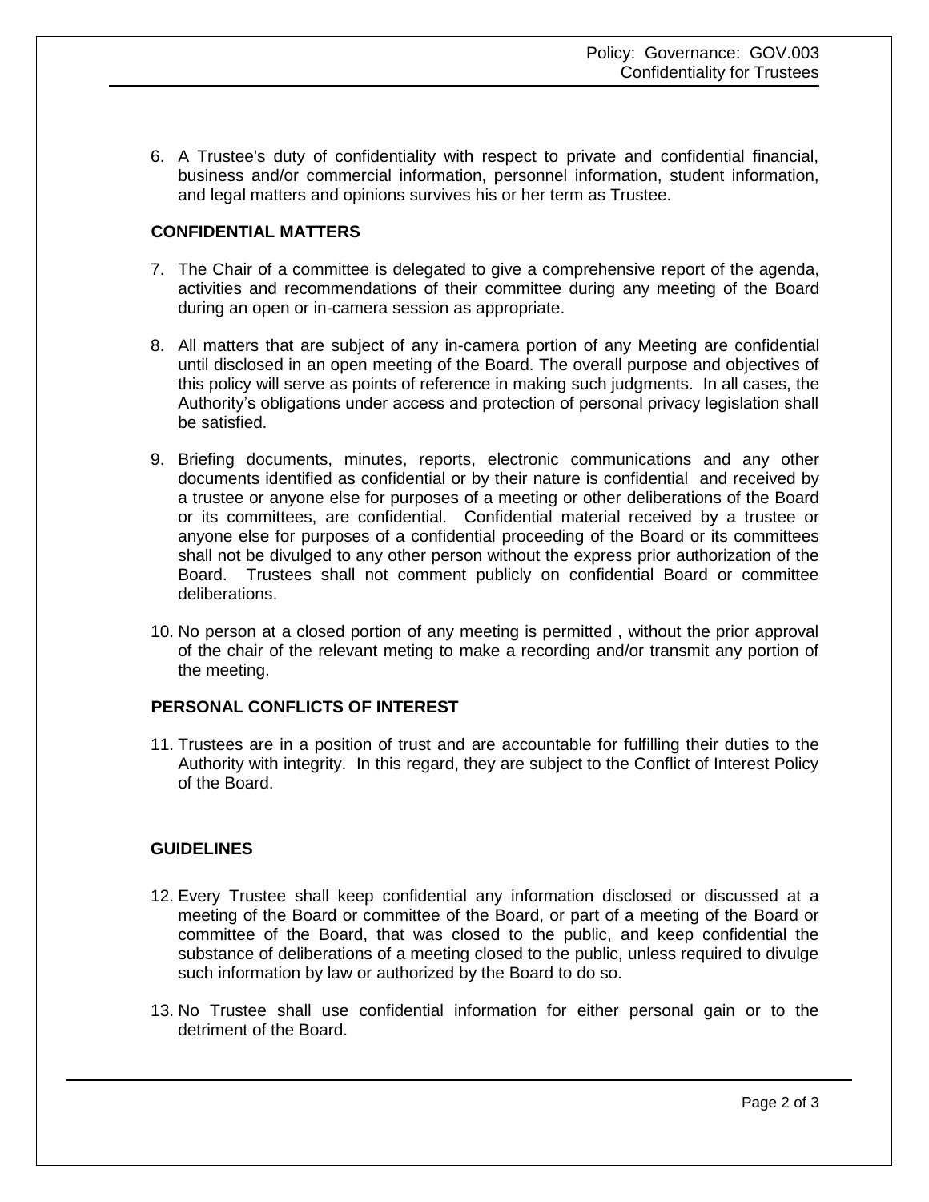6. A Trustee's duty of confidentiality with respect to private and confidential financial, business and/or commercial information, personnel information, student information, and legal matters and opinions survives his or her term as Trustee.

## CONFIDENTIAL MATTERS

7. The Chair of a committee is delegated to give a comprehensive report of the agenda, activities and recommendations of their committee during any meeting of the Board during an open or in-camera session as appropriate.

8. All matters that are subject of any in-camera portion of any Meeting are confidential until disclosed in an open meeting of the Board. The overall purpose and objectives of this policy will serve as points of reference in making such judgments. In all cases, the Authority's obligations under access and protection of personal privacy legislation shall be satisfied.

9. Briefing documents, minutes, reports, electronic communications and any other documents identified as confidential or by their nature is confidential and received by a trustee or anyone else for purposes of a meeting or other deliberations of the Board or its committees, are confidential. Confidential material received by a trustee or anyone else for purposes of a confidential proceeding of the Board or its committees shall not be divulged to any other person without the express prior authorization of the Board. Trustees shall not comment publicly on confidential Board or committee deliberations.

10. No person at a closed portion of any meeting is permitted , without the prior approval of the chair of the relevant meting to make a recording and/or transmit any portion of the meeting.

## PERSONAL CONFLICTS OF INTEREST

11. Trustees are in a position of trust and are accountable for fulfilling their duties to the Authority with integrity. In this regard, they are subject to the Conflict of Interest Policy of the Board.

## GUIDELINES

12. Every Trustee shall keep confidential any information disclosed or discussed at a meeting of the Board or committee of the Board, or part of a meeting of the Board or committee of the Board, that was closed to the public, and keep confidential the substance of deliberations of a meeting closed to the public, unless required to divulge such information by law or authorized by the Board to do so.

13. No Trustee shall use confidential information for either personal gain or to the detriment of the Board.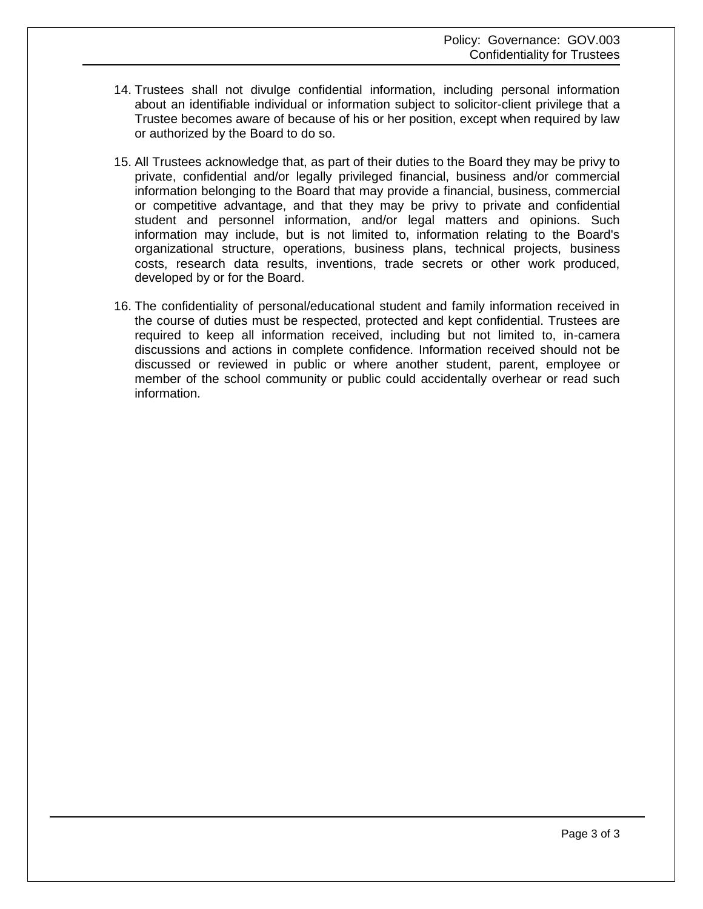14. Trustees shall not divulge confidential information, including personal information about an identifiable individual or information subject to solicitor-client privilege that a Trustee becomes aware of because of his or her position, except when required by law or authorized by the Board to do so.

15. All Trustees acknowledge that, as part of their duties to the Board they may be privy to private, confidential and/or legally privileged financial, business and/or commercial information belonging to the Board that may provide a financial, business, commercial or competitive advantage, and that they may be privy to private and confidential student and personnel information, and/or legal matters and opinions. Such information may include, but is not limited to, information relating to the Board's organizational structure, operations, business plans, technical projects, business costs, research data results, inventions, trade secrets or other work produced, developed by or for the Board.

16. The confidentiality of personal/educational student and family information received in the course of duties must be respected, protected and kept confidential. Trustees are required to keep all information received, including but not limited to, in-camera discussions and actions in complete confidence. Information received should not be discussed or reviewed in public or where another student, parent, employee or member of the school community or public could accidentally overhear or read such information.